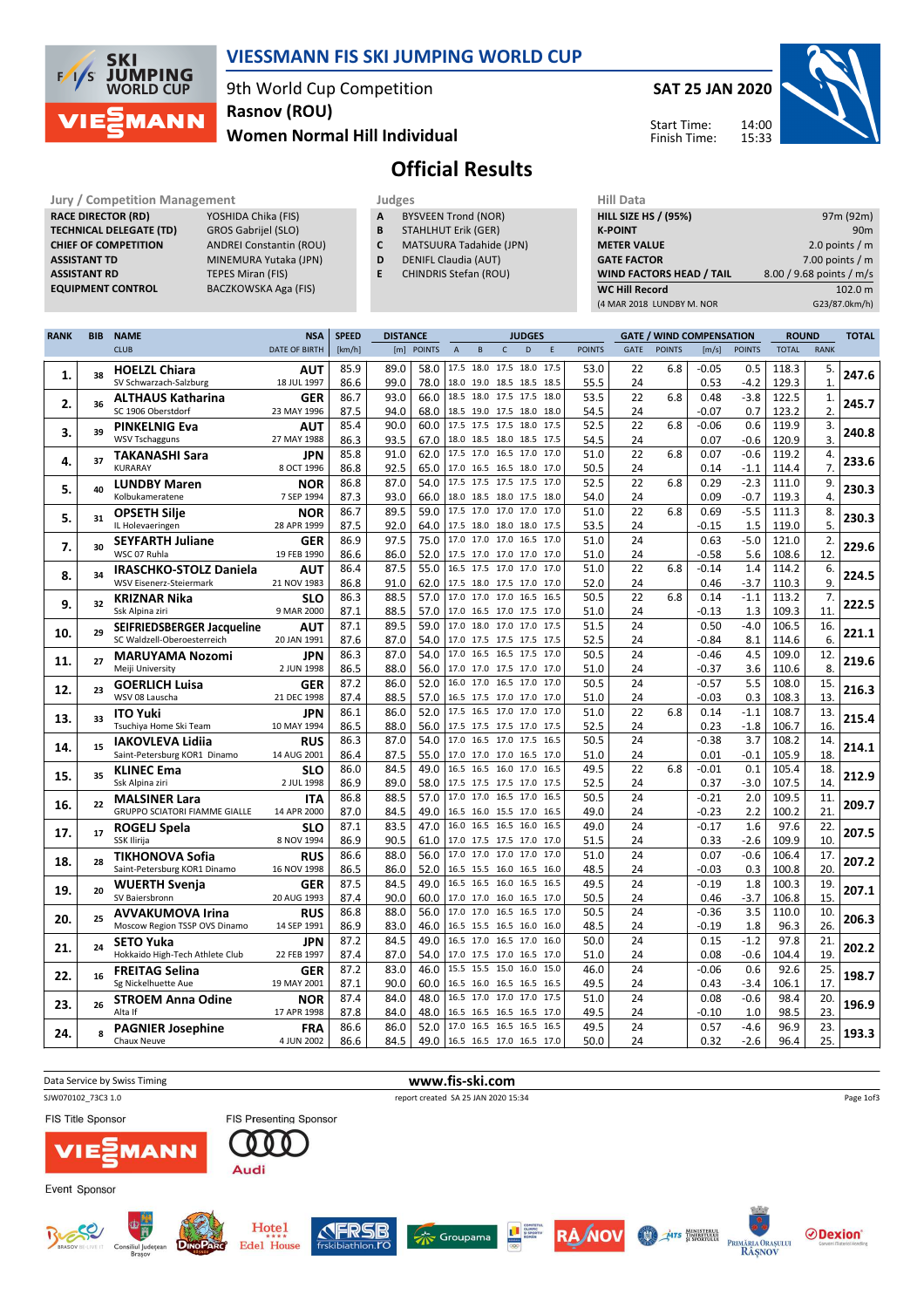# VIESSMANN FIS SKI JUMPING WORLD CUP

9th World Cup Competition
Rasnov (ROU)
Women Normal Hill Individual

SAT 25 JAN 2020

Start Time: 14:00
Finish Time: 15:33

## Official Results

| Jury / Competition Management | |
|---|---|
| RACE DIRECTOR (RD) | YOSHIDA Chika (FIS) |
| TECHNICAL DELEGATE (TD) | GROS Gabrijel (SLO) |
| CHIEF OF COMPETITION | ANDREI Constantin (ROU) |
| ASSISTANT TD | MINEMURA Yutaka (JPN) |
| ASSISTANT RD | TEPES Miran (FIS) |
| EQUIPMENT CONTROL | BACZKOWSKA Aga (FIS) |

| Judges | |
|---|---|
| A | BYSVEEN Trond (NOR) |
| B | STAHLHUT Erik (GER) |
| C | MATSUURA Tadahide (JPN) |
| D | DENIFL Claudia (AUT) |
| E | CHINDRIS Stefan (ROU) |

| Hill Data | |
|---|---|
| HILL SIZE HS / (95%) | 97m (92m) |
| K-POINT | 90m |
| METER VALUE | 2.0 points / m |
| GATE FACTOR | 7.00 points / m |
| WIND FACTORS HEAD / TAIL | 8.00 / 9.68 points / m/s |
| WC Hill Record | 102.0 m |
| (4 MAR 2018 LUNDBY M. NOR | G23/87.0km/h) |

| RANK | BIB | NAME / CLUB | NSA / DATE OF BIRTH | SPEED [km/h] | DISTANCE [m] | DISTANCE POINTS | A | B | C | D | E | JUDGES POINTS | GATE | GATE POINTS | WIND [m/s] | WIND POINTS | ROUND TOTAL | ROUND RANK | TOTAL |
|---|---|---|---|---|---|---|---|---|---|---|---|---|---|---|---|---|---|---|---|
| 1. | 38 | HOELZL Chiara | AUT | 85.9 | 89.0 | 58.0 | 17.5 | 18.0 | 17.5 | 18.0 | 17.5 | 53.0 | 22 | 6.8 | -0.05 | 0.5 | 118.3 | 5. | 247.6 |
| | | SV Schwarzach-Salzburg | 18 JUL 1997 | 86.6 | 99.0 | 78.0 | 18.0 | 19.0 | 18.5 | 18.5 | 18.5 | 55.5 | 24 | | 0.53 | -4.2 | 129.3 | 1. | |
| 2. | 36 | ALTHAUS Katharina | GER | 86.7 | 93.0 | 66.0 | 18.5 | 18.0 | 17.5 | 17.5 | 18.0 | 53.5 | 22 | 6.8 | 0.48 | -3.8 | 122.5 | 1. | 245.7 |
| | | SC 1906 Oberstdorf | 23 MAY 1996 | 87.5 | 94.0 | 68.0 | 18.5 | 19.0 | 17.5 | 18.0 | 18.0 | 54.5 | 24 | | -0.07 | 0.7 | 123.2 | 2. | |
| 3. | 39 | PINKELNIG Eva | AUT | 85.4 | 90.0 | 60.0 | 17.5 | 17.5 | 17.5 | 18.0 | 17.5 | 52.5 | 22 | 6.8 | -0.06 | 0.6 | 119.9 | 3. | 240.8 |
| | | WSV Tschagguns | 27 MAY 1988 | 86.3 | 93.5 | 67.0 | 18.0 | 18.5 | 18.0 | 18.5 | 17.5 | 54.5 | 24 | | 0.07 | -0.6 | 120.9 | 3. | |
| 4. | 37 | TAKANASHI Sara | JPN | 85.8 | 91.0 | 62.0 | 17.5 | 17.0 | 16.5 | 17.0 | 17.0 | 51.0 | 22 | 6.8 | 0.07 | -0.6 | 119.2 | 4. | 233.6 |
| | | KURARAY | 8 OCT 1996 | 86.8 | 92.5 | 65.0 | 17.0 | 16.5 | 16.5 | 18.0 | 17.0 | 50.5 | 24 | | 0.14 | -1.1 | 114.4 | 7. | |
| 5. | 40 | LUNDBY Maren | NOR | 86.8 | 87.0 | 54.0 | 17.5 | 17.5 | 17.5 | 17.5 | 17.5 | 52.5 | 22 | 6.8 | 0.29 | -2.3 | 111.0 | 9. | 230.3 |
| | | Kolbukameratene | 7 SEP 1994 | 87.3 | 93.0 | 66.0 | 18.0 | 18.5 | 18.0 | 17.5 | 18.0 | 54.0 | 24 | | 0.09 | -0.7 | 119.3 | 4. | |
| 5. | 31 | OPSETH Silje | NOR | 86.7 | 89.5 | 59.0 | 17.5 | 17.0 | 17.0 | 17.0 | 17.0 | 51.0 | 22 | 6.8 | 0.69 | -5.5 | 111.3 | 8. | 230.3 |
| | | IL Holevaeringen | 28 APR 1999 | 87.5 | 92.0 | 64.0 | 17.5 | 18.0 | 18.0 | 18.0 | 17.5 | 53.5 | 24 | | -0.15 | 1.5 | 119.0 | 5. | |
| 7. | 30 | SEYFARTH Juliane | GER | 86.9 | 97.5 | 75.0 | 17.0 | 17.0 | 17.0 | 16.5 | 17.0 | 51.0 | 24 | | 0.63 | -5.0 | 121.0 | 2. | 229.6 |
| | | WSC 07 Ruhla | 19 FEB 1990 | 86.6 | 86.0 | 52.0 | 17.5 | 17.0 | 17.0 | 17.0 | 17.0 | 51.0 | 24 | | -0.58 | 5.6 | 108.6 | 12. | |
| 8. | 34 | IRASCHKO-STOLZ Daniela | AUT | 86.4 | 87.5 | 55.0 | 16.5 | 17.5 | 17.0 | 17.0 | 17.0 | 51.0 | 22 | 6.8 | -0.14 | 1.4 | 114.2 | 6. | 224.5 |
| | | WSV Eisenerz-Steiermark | 21 NOV 1983 | 86.8 | 91.0 | 62.0 | 17.5 | 18.0 | 17.5 | 17.0 | 17.0 | 52.0 | 24 | | 0.46 | -3.7 | 110.3 | 9. | |
| 9. | 32 | KRIZNAR Nika | SLO | 86.3 | 88.5 | 57.0 | 17.0 | 17.0 | 17.0 | 16.5 | 16.5 | 50.5 | 22 | 6.8 | 0.14 | -1.1 | 113.2 | 7. | 222.5 |
| | | Ssk Alpina ziri | 9 MAR 2000 | 87.1 | 88.5 | 57.0 | 17.0 | 16.5 | 17.0 | 17.5 | 17.0 | 51.0 | 24 | | -0.13 | 1.3 | 109.3 | 11. | |
| 10. | 29 | SEIFRIEDSBERGER Jacqueline | AUT | 87.1 | 89.5 | 59.0 | 17.0 | 18.0 | 17.0 | 17.0 | 17.5 | 51.5 | 24 | | 0.50 | -4.0 | 106.5 | 16. | 221.1 |
| | | SC Waldzell-Oberoesterreich | 20 JAN 1991 | 87.6 | 87.0 | 54.0 | 17.0 | 17.5 | 17.5 | 17.5 | 17.5 | 52.5 | 24 | | -0.84 | 8.1 | 114.6 | 6. | |
| 11. | 27 | MARUYAMA Nozomi | JPN | 86.3 | 87.0 | 54.0 | 17.0 | 16.5 | 16.5 | 17.5 | 17.0 | 50.5 | 24 | | -0.46 | 4.5 | 109.0 | 12. | 219.6 |
| | | Meiji University | 2 JUN 1998 | 86.5 | 88.0 | 56.0 | 17.0 | 17.0 | 17.0 | 17.0 | 17.0 | 51.0 | 24 | | -0.37 | 3.6 | 110.6 | 8. | |
| 12. | 23 | GOERLICH Luisa | GER | 87.2 | 86.0 | 52.0 | 16.0 | 17.0 | 16.5 | 17.0 | 17.0 | 50.5 | 24 | | -0.57 | 5.5 | 108.0 | 15. | 216.3 |
| | | WSV 08 Lauscha | 21 DEC 1998 | 87.4 | 88.5 | 57.0 | 16.5 | 17.5 | 17.0 | 17.0 | 17.0 | 51.0 | 24 | | -0.03 | 0.3 | 108.3 | 13. | |
| 13. | 33 | ITO Yuki | JPN | 86.1 | 86.0 | 52.0 | 17.5 | 16.5 | 17.0 | 17.0 | 17.0 | 51.0 | 22 | 6.8 | 0.14 | -1.1 | 108.7 | 13. | 215.4 |
| | | Tsuchiya Home Ski Team | 10 MAY 1994 | 86.5 | 88.0 | 56.0 | 17.5 | 17.5 | 17.5 | 17.0 | 17.5 | 52.5 | 24 | | 0.23 | -1.8 | 106.7 | 16. | |
| 14. | 15 | IAKOVLEVA Lidiia | RUS | 86.3 | 87.0 | 54.0 | 17.0 | 16.5 | 17.0 | 17.5 | 16.5 | 50.5 | 24 | | -0.38 | 3.7 | 108.2 | 14. | 214.1 |
| | | Saint-Petersburg KOR1 Dinamo | 14 AUG 2001 | 86.4 | 87.5 | 55.0 | 17.0 | 17.0 | 17.0 | 16.5 | 17.0 | 51.0 | 24 | | 0.01 | -0.1 | 105.9 | 18. | |
| 15. | 35 | KLINEC Ema | SLO | 86.0 | 84.5 | 49.0 | 16.5 | 16.5 | 16.0 | 17.0 | 16.5 | 49.5 | 22 | 6.8 | -0.01 | 0.1 | 105.4 | 18. | 212.9 |
| | | Ssk Alpina ziri | 2 JUL 1998 | 86.9 | 89.0 | 58.0 | 17.5 | 17.5 | 17.0 | 17.5 | 17.5 | 52.5 | 24 | | 0.37 | -3.0 | 107.5 | 14. | |
| 16. | 22 | MALSINER Lara | ITA | 86.8 | 88.5 | 57.0 | 17.0 | 17.0 | 16.5 | 17.0 | 16.5 | 50.5 | 24 | | -0.21 | 2.0 | 109.5 | 11. | 209.7 |
| | | GRUPPO SCIATORI FIAMME GIALLE | 14 APR 2000 | 87.0 | 84.5 | 49.0 | 16.5 | 16.0 | 15.5 | 17.0 | 16.5 | 49.0 | 24 | | -0.23 | 2.2 | 100.2 | 21. | |
| 17. | 17 | ROGELJ Spela | SLO | 87.1 | 83.5 | 47.0 | 16.0 | 16.5 | 16.5 | 16.0 | 16.5 | 49.0 | 24 | | -0.17 | 1.6 | 97.6 | 22. | 207.5 |
| | | SSK Ilirija | 8 NOV 1994 | 86.9 | 90.5 | 61.0 | 17.0 | 17.5 | 17.5 | 17.0 | 17.0 | 51.5 | 24 | | 0.33 | -2.6 | 109.9 | 10. | |
| 18. | 28 | TIKHONOVA Sofia | RUS | 86.6 | 88.0 | 56.0 | 17.0 | 17.0 | 17.0 | 17.0 | 17.0 | 51.0 | 24 | | 0.07 | -0.6 | 106.4 | 17. | 207.2 |
| | | Saint-Petersburg KOR1 Dinamo | 16 NOV 1998 | 86.5 | 86.0 | 52.0 | 16.5 | 15.5 | 16.0 | 16.5 | 16.0 | 48.5 | 24 | | -0.03 | 0.3 | 100.8 | 20. | |
| 19. | 20 | WUERTH Svenja | GER | 87.5 | 84.5 | 49.0 | 16.5 | 16.5 | 16.0 | 16.5 | 16.5 | 49.5 | 24 | | -0.19 | 1.8 | 100.3 | 19. | 207.1 |
| | | SV Baiersbronn | 20 AUG 1993 | 87.4 | 90.0 | 60.0 | 17.0 | 17.0 | 16.0 | 16.5 | 17.0 | 50.5 | 24 | | 0.46 | -3.7 | 106.8 | 15. | |
| 20. | 25 | AVVAKUMOVA Irina | RUS | 86.8 | 88.0 | 56.0 | 17.0 | 17.0 | 16.5 | 16.5 | 17.0 | 50.5 | 24 | | -0.36 | 3.5 | 110.0 | 10. | 206.3 |
| | | Moscow Region TSSP OVS Dinamo | 14 SEP 1991 | 86.9 | 83.0 | 46.0 | 16.5 | 15.5 | 16.5 | 16.0 | 16.0 | 48.5 | 24 | | -0.19 | 1.8 | 96.3 | 26. | |
| 21. | 24 | SETO Yuka | JPN | 87.2 | 84.5 | 49.0 | 16.5 | 17.0 | 16.5 | 17.0 | 16.0 | 50.0 | 24 | | 0.15 | -1.2 | 97.8 | 21. | 202.2 |
| | | Hokkaido High-Tech Athlete Club | 22 FEB 1997 | 87.4 | 87.0 | 54.0 | 17.0 | 17.5 | 17.0 | 16.5 | 17.0 | 51.0 | 24 | | 0.08 | -0.6 | 104.4 | 19. | |
| 22. | 16 | FREITAG Selina | GER | 87.2 | 83.0 | 46.0 | 15.5 | 15.5 | 15.0 | 16.0 | 15.0 | 46.0 | 24 | | -0.06 | 0.6 | 92.6 | 25. | 198.7 |
| | | Sg Nickelhuette Aue | 19 MAY 2001 | 87.1 | 90.0 | 60.0 | 16.5 | 16.0 | 16.5 | 16.5 | 16.5 | 49.5 | 24 | | 0.43 | -3.4 | 106.1 | 17. | |
| 23. | 26 | STROEM Anna Odine | NOR | 87.4 | 84.0 | 48.0 | 16.5 | 17.0 | 17.0 | 17.0 | 17.5 | 51.0 | 24 | | 0.08 | -0.6 | 98.4 | 20. | 196.9 |
| | | Alta If | 17 APR 1998 | 87.8 | 84.0 | 48.0 | 16.5 | 16.5 | 16.5 | 16.5 | 17.0 | 49.5 | 24 | | -0.10 | 1.0 | 98.5 | 23. | |
| 24. | 8 | PAGNIER Josephine | FRA | 86.6 | 86.0 | 52.0 | 17.0 | 16.5 | 16.5 | 16.5 | 16.5 | 49.5 | 24 | | 0.57 | -4.6 | 96.9 | 23. | 193.3 |
| | | Chaux Neuve | 4 JUN 2002 | 86.6 | 84.5 | 49.0 | 16.5 | 16.5 | 17.0 | 16.5 | 17.0 | 50.0 | 24 | | 0.32 | -2.6 | 96.4 | 25. | |

Data Service by Swiss Timing
www.fis-ski.com
SJW070102_73C3 1.0
report created SA 25 JAN 2020 15:34

FIS Title Sponsor
FIS Presenting Sponsor
Event Sponsor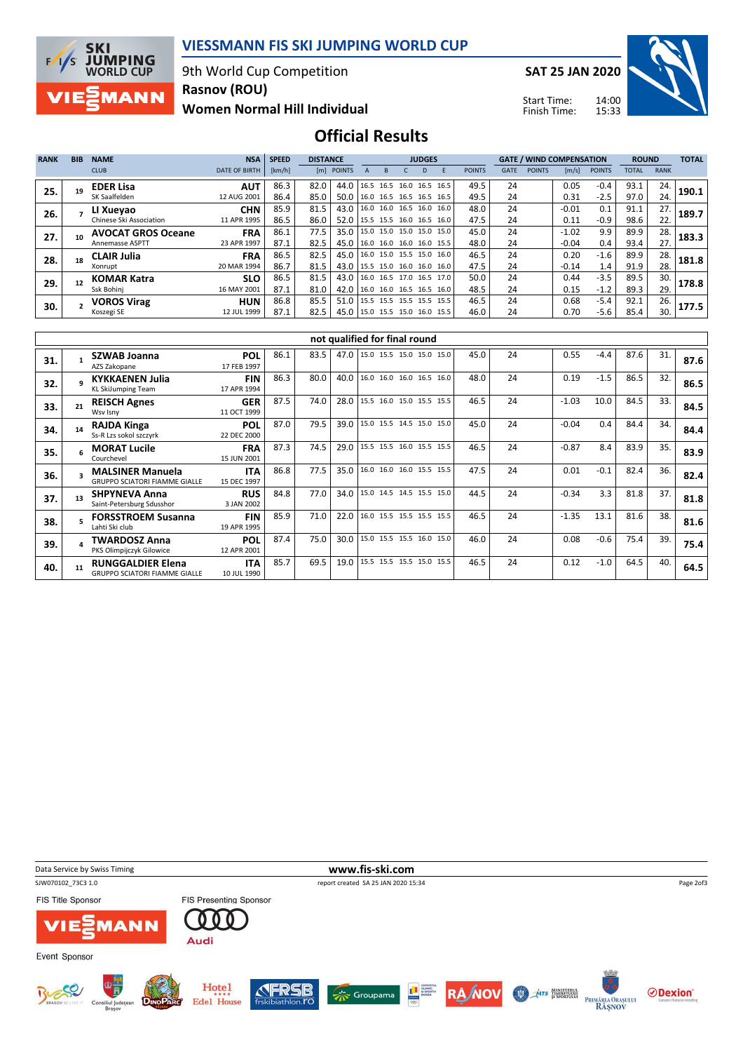# VIESSMANN FIS SKI JUMPING WORLD CUP

9th World Cup Competition
Rasnov (ROU)
Women Normal Hill Individual

SAT 25 JAN 2020

Start Time: 14:00
Finish Time: 15:33

## Official Results

| RANK | BIB | NAME / CLUB | NSA / DATE OF BIRTH | SPEED [km/h] | DISTANCE [m] | DISTANCE POINTS | JUDGES A | B | C | D | E | JUDGES POINTS | GATE | GATE POINTS | WIND [m/s] | WIND POINTS | ROUND TOTAL | ROUND RANK | TOTAL |
|---|---|---|---|---|---|---|---|---|---|---|---|---|---|---|---|---|---|---|---|
| 25. | 19 | EDER Lisa / SK Saalfelden | AUT / 12 AUG 2001 | 86.3 | 82.0 | 44.0 | 16.5 | 16.5 | 16.0 | 16.5 | 16.5 | 49.5 | 24 | | 0.05 | -0.4 | 93.1 | 24. | 190.1 |
| | | | | 86.4 | 85.0 | 50.0 | 16.0 | 16.5 | 16.5 | 16.5 | 16.5 | 49.5 | 24 | | 0.31 | -2.5 | 97.0 | 24. | |
| 26. | 7 | LI Xueyao / Chinese Ski Association | CHN / 11 APR 1995 | 85.9 | 81.5 | 43.0 | 16.0 | 16.0 | 16.5 | 16.0 | 16.0 | 48.0 | 24 | | -0.01 | 0.1 | 91.1 | 27. | 189.7 |
| | | | | 86.5 | 86.0 | 52.0 | 15.5 | 15.5 | 16.0 | 16.5 | 16.0 | 47.5 | 24 | | 0.11 | -0.9 | 98.6 | 22. | |
| 27. | 10 | AVOCAT GROS Oceane / Annemasse ASPTT | FRA / 23 APR 1997 | 86.1 | 77.5 | 35.0 | 15.0 | 15.0 | 15.0 | 15.0 | 15.0 | 45.0 | 24 | | -1.02 | 9.9 | 89.9 | 28. | 183.3 |
| | | | | 87.1 | 82.5 | 45.0 | 16.0 | 16.0 | 16.0 | 16.0 | 15.5 | 48.0 | 24 | | -0.04 | 0.4 | 93.4 | 27. | |
| 28. | 18 | CLAIR Julia / Xonrupt | FRA / 20 MAR 1994 | 86.5 | 82.5 | 45.0 | 16.0 | 15.0 | 15.5 | 15.0 | 16.0 | 46.5 | 24 | | 0.20 | -1.6 | 89.9 | 28. | 181.8 |
| | | | | 86.7 | 81.5 | 43.0 | 15.5 | 15.0 | 16.0 | 16.0 | 16.0 | 47.5 | 24 | | -0.14 | 1.4 | 91.9 | 28. | |
| 29. | 12 | KOMAR Katra / Ssk Bohinj | SLO / 16 MAY 2001 | 86.5 | 81.5 | 43.0 | 16.0 | 16.5 | 17.0 | 16.5 | 17.0 | 50.0 | 24 | | 0.44 | -3.5 | 89.5 | 30. | 178.8 |
| | | | | 87.1 | 81.0 | 42.0 | 16.0 | 16.0 | 16.5 | 16.5 | 16.0 | 48.5 | 24 | | 0.15 | -1.2 | 89.3 | 29. | |
| 30. | 2 | VOROS Virag / Koszegi SE | HUN / 12 JUL 1999 | 86.8 | 85.5 | 51.0 | 15.5 | 15.5 | 15.5 | 15.5 | 15.5 | 46.5 | 24 | | 0.68 | -5.4 | 92.1 | 26. | 177.5 |
| | | | | 87.1 | 82.5 | 45.0 | 15.0 | 15.5 | 15.0 | 16.0 | 15.5 | 46.0 | 24 | | 0.70 | -5.6 | 85.4 | 30. | |

### not qualified for final round

| RANK | BIB | NAME / CLUB | NSA / DATE OF BIRTH | SPEED [km/h] | DISTANCE [m] | DISTANCE POINTS | JUDGES A | B | C | D | E | JUDGES POINTS | GATE | GATE POINTS | WIND [m/s] | WIND POINTS | ROUND TOTAL | ROUND RANK | TOTAL |
|---|---|---|---|---|---|---|---|---|---|---|---|---|---|---|---|---|---|---|---|
| 31. | 1 | SZWAB Joanna / AZS Zakopane | POL / 17 FEB 1997 | 86.1 | 83.5 | 47.0 | 15.0 | 15.5 | 15.0 | 15.0 | 15.0 | 45.0 | 24 | | 0.55 | -4.4 | 87.6 | 31. | 87.6 |
| 32. | 9 | KYKKAENEN Julia / KL SkiJumping Team | FIN / 17 APR 1994 | 86.3 | 80.0 | 40.0 | 16.0 | 16.0 | 16.0 | 16.5 | 16.0 | 48.0 | 24 | | 0.19 | -1.5 | 86.5 | 32. | 86.5 |
| 33. | 21 | REISCH Agnes / Wsv Isny | GER / 11 OCT 1999 | 87.5 | 74.0 | 28.0 | 15.5 | 16.0 | 15.0 | 15.5 | 15.5 | 46.5 | 24 | | -1.03 | 10.0 | 84.5 | 33. | 84.5 |
| 34. | 14 | RAJDA Kinga / Ss-R Lzs sokol szczyrk | POL / 22 DEC 2000 | 87.0 | 79.5 | 39.0 | 15.0 | 15.5 | 14.5 | 15.0 | 15.0 | 45.0 | 24 | | -0.04 | 0.4 | 84.4 | 34. | 84.4 |
| 35. | 6 | MORAT Lucile / Courchevel | FRA / 15 JUN 2001 | 87.3 | 74.5 | 29.0 | 15.5 | 15.5 | 16.0 | 15.5 | 15.5 | 46.5 | 24 | | -0.87 | 8.4 | 83.9 | 35. | 83.9 |
| 36. | 3 | MALSINER Manuela / GRUPPO SCIATORI FIAMME GIALLE | ITA / 15 DEC 1997 | 86.8 | 77.5 | 35.0 | 16.0 | 16.0 | 16.0 | 15.5 | 15.5 | 47.5 | 24 | | 0.01 | -0.1 | 82.4 | 36. | 82.4 |
| 37. | 13 | SHPYNEVA Anna / Saint-Petersburg Sdusshor | RUS / 3 JAN 2002 | 84.8 | 77.0 | 34.0 | 15.0 | 14.5 | 14.5 | 15.5 | 15.0 | 44.5 | 24 | | -0.34 | 3.3 | 81.8 | 37. | 81.8 |
| 38. | 5 | FORSSTROEM Susanna / Lahti Ski club | FIN / 19 APR 1995 | 85.9 | 71.0 | 22.0 | 16.0 | 15.5 | 15.5 | 15.5 | 15.5 | 46.5 | 24 | | -1.35 | 13.1 | 81.6 | 38. | 81.6 |
| 39. | 4 | TWARDOSZ Anna / PKS Olimpijczyk Gilowice | POL / 12 APR 2001 | 87.4 | 75.0 | 30.0 | 15.0 | 15.5 | 15.5 | 16.0 | 15.0 | 46.0 | 24 | | 0.08 | -0.6 | 75.4 | 39. | 75.4 |
| 40. | 11 | RUNGGALDIER Elena / GRUPPO SCIATORI FIAMME GIALLE | ITA / 10 JUL 1990 | 85.7 | 69.5 | 19.0 | 15.5 | 15.5 | 15.5 | 15.0 | 15.5 | 46.5 | 24 | | 0.12 | -1.0 | 64.5 | 40. | 64.5 |

Data Service by Swiss Timing — www.fis-ski.com

SJW070102_73C3 1.0 — report created SA 25 JAN 2020 15:34

FIS Title Sponsor: VIESSMANN — FIS Presenting Sponsor: Audi

Event Sponsor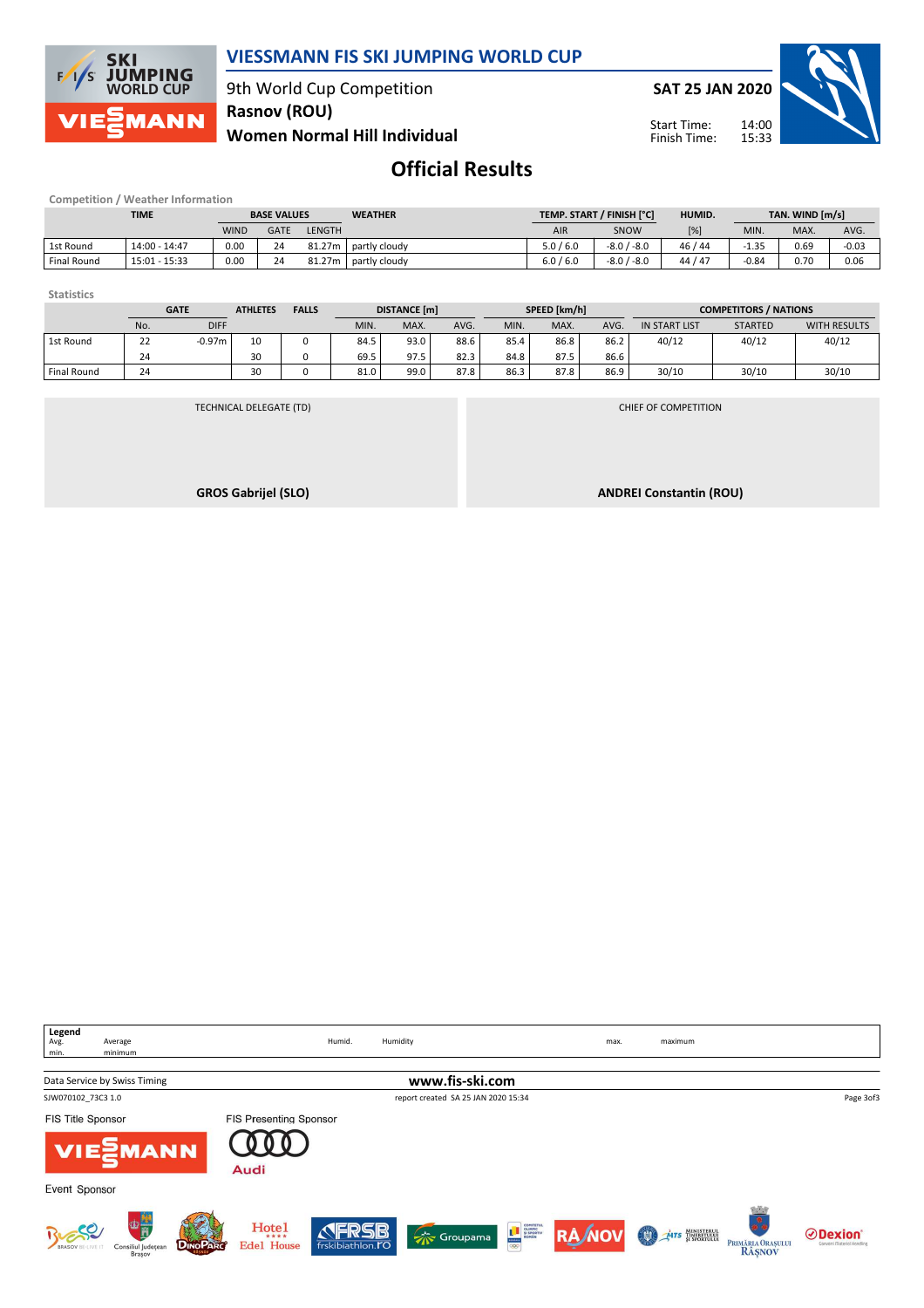# VIESSMANN FIS SKI JUMPING WORLD CUP

9th World Cup Competition
**Rasnov (ROU)**
**Women Normal Hill Individual**

**SAT 25 JAN 2020**

Start Time: 14:00
Finish Time: 15:33

## Official Results

### Competition / Weather Information

| | TIME | BASE VALUES | | | WEATHER | TEMP. START / FINISH [°C] | | HUMID. | TAN. WIND [m/s] | | |
|---|---|---|---|---|---|---|---|---|---|---|---|
| | | WIND | GATE | LENGTH | | AIR | SNOW | [%] | MIN. | MAX. | AVG. |
| 1st Round | 14:00 - 14:47 | 0.00 | 24 | 81.27m | partly cloudy | 5.0 / 6.0 | -8.0 / -8.0 | 46 / 44 | -1.35 | 0.69 | -0.03 |
| Final Round | 15:01 - 15:33 | 0.00 | 24 | 81.27m | partly cloudy | 6.0 / 6.0 | -8.0 / -8.0 | 44 / 47 | -0.84 | 0.70 | 0.06 |

### Statistics

| | GATE | | ATHLETES | FALLS | DISTANCE [m] | | | SPEED [km/h] | | | COMPETITORS / NATIONS | | |
|---|---|---|---|---|---|---|---|---|---|---|---|---|---|
| | No. | DIFF | | | MIN. | MAX. | AVG. | MIN. | MAX. | AVG. | IN START LIST | STARTED | WITH RESULTS |
| 1st Round | 22 | -0.97m | 10 | 0 | 84.5 | 93.0 | 88.6 | 85.4 | 86.8 | 86.2 | 40/12 | 40/12 | 40/12 |
| | 24 | | 30 | 0 | 69.5 | 97.5 | 82.3 | 84.8 | 87.5 | 86.6 | | | |
| Final Round | 24 | | 30 | 0 | 81.0 | 99.0 | 87.8 | 86.3 | 87.8 | 86.9 | 30/10 | 30/10 | 30/10 |

TECHNICAL DELEGATE (TD)

**GROS Gabrijel (SLO)**

CHIEF OF COMPETITION

**ANDREI Constantin (ROU)**

**Legend**
Avg. Average
min. minimum
Humid. Humidity
max. maximum

Data Service by Swiss Timing
www.fis-ski.com
SJW070102_73C3 1.0
report created SA 25 JAN 2020 15:34

FIS Title Sponsor
FIS Presenting Sponsor
Event Sponsor